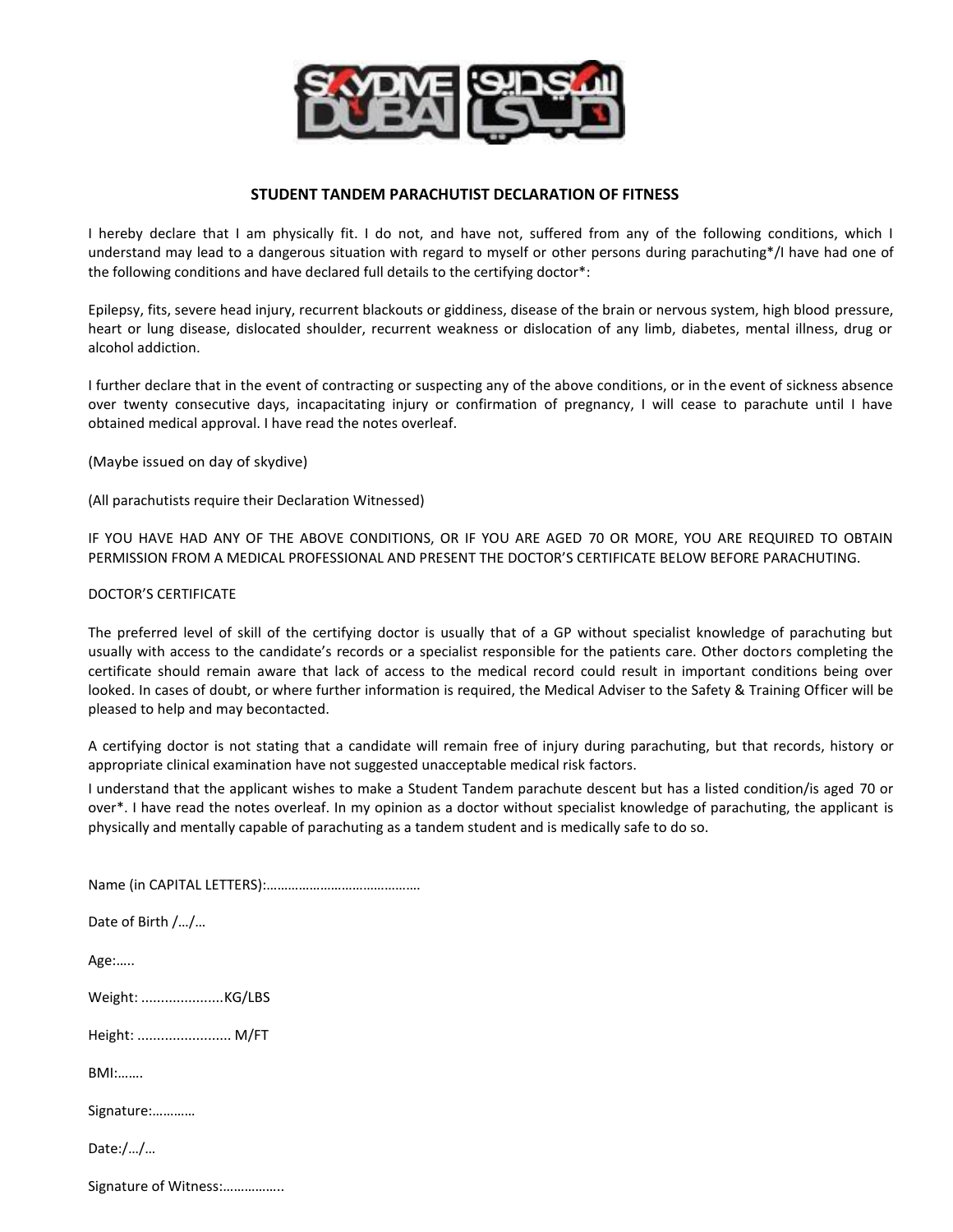## STUDENT TANDEM PARACHUTIST DECLARATION OF FITNESS

I hereby declare that I am physically fit. I do not, and have not, suffered from any of the following conditions, which I understand may lead to a dangerous situation with regard to myself or other persons during parachuting*/I have had one of the following conditions and have declared full details to the certifying doctor*:

Epilepsy, fits, severe head injury, recurrent blackouts or giddiness, disease of the brain or nervous system, high blood pressure, heart or lung disease, dislocated shoulder, recurrent weakness or dislocation of any limb, diabetes, mental illness, drug or alcohol addiction.

I further declare that in the event of contracting or suspecting any of the above conditions, or in the event of sickness absence over twenty consecutive days, incapacitating injury or confirmation of pregnancy, I will cease to parachute until I have obtained medical approval. I have read the notes overleaf.

(Maybe issued on day of skydive)

(All parachutists require their Declaration Witnessed)

IF YOU HAVE HAD ANY OF THE ABOVE CONDITIONS, OR IF YOU ARE AGED 70 OR MORE, YOU ARE REQUIRED TO OBTAIN PERMISSION FROM A MEDICAL PROFESSIONAL AND PRESENT THE DOCTOR'S CERTIFICATE BELOW BEFORE PARACHUTING.

DOCTOR'S CERTIFICATE

The preferred level of skill of the certifying doctor is usually that of a GP without specialist knowledge of parachuting but usually with access to the candidate's records or a specialist responsible for the patients care. Other doctors completing the certificate should remain aware that lack of access to the medical record could result in important conditions being over looked. In cases of doubt, or where further information is required, the Medical Adviser to the Safety & Training Officer will be pleased to help and may becontacted.

A certifying doctor is not stating that a candidate will remain free of injury during parachuting, but that records, history or appropriate clinical examination have not suggested unacceptable medical risk factors.

I understand that the applicant wishes to make a Student Tandem parachute descent but has a listed condition/is aged 70 or over*. I have read the notes overleaf. In my opinion as a doctor without specialist knowledge of parachuting, the applicant is physically and mentally capable of parachuting as a tandem student and is medically safe to do so.

Name (in CAPITAL LETTERS):……………………………………

Date of Birth /…/…

Age:…..

Weight: ....................KG/LBS

Height: ....................... M/FT

BMI:…….

Signature:…………

Date:/…/…

Signature of Witness:…………….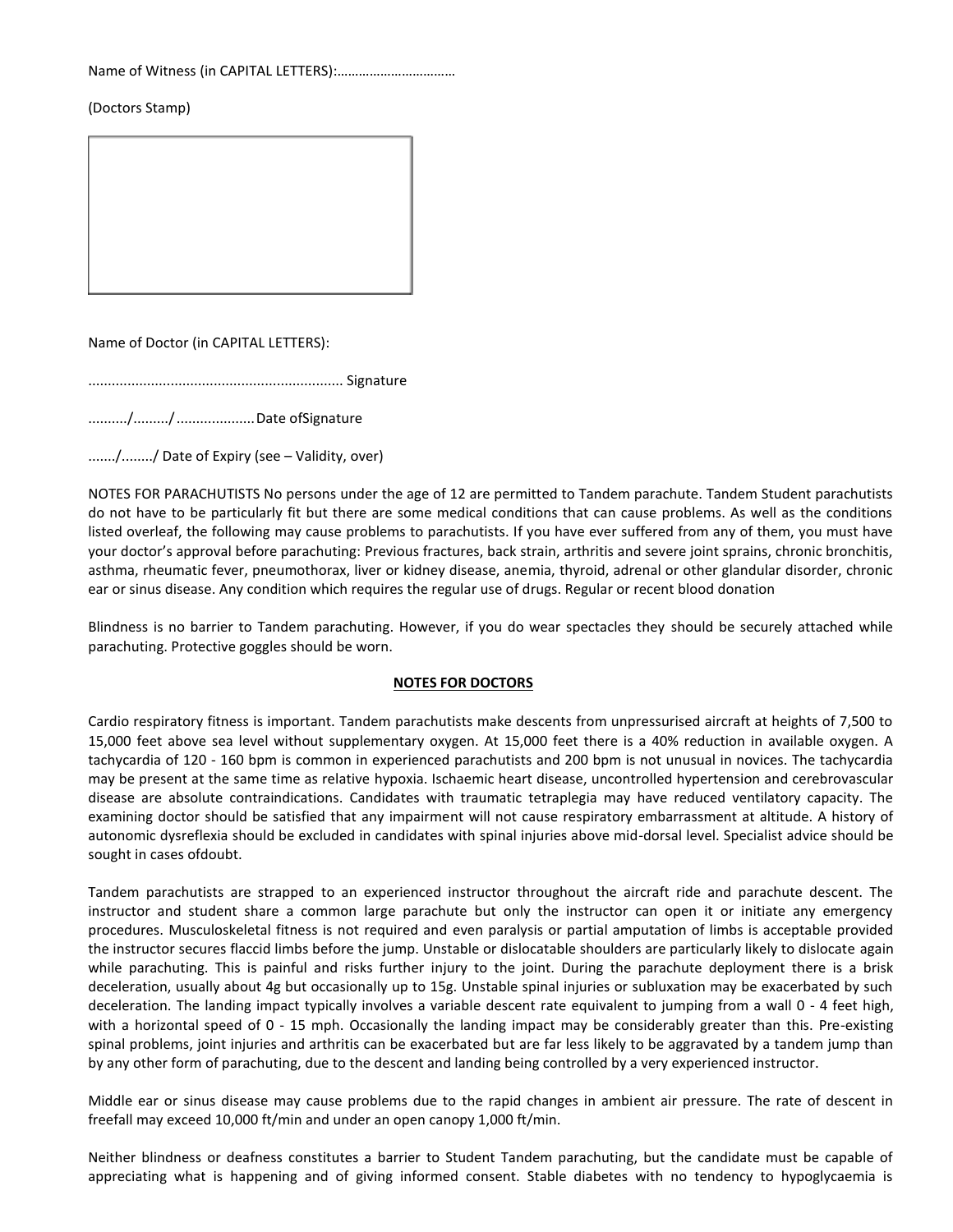Name of Witness (in CAPITAL LETTERS):……………………………

(Doctors Stamp)

Name of Doctor (in CAPITAL LETTERS):

................................................................ Signature

........../........./ .................... Date ofSignature

......./......../ Date of Expiry (see – Validity, over)

NOTES FOR PARACHUTISTS No persons under the age of 12 are permitted to Tandem parachute. Tandem Student parachutists do not have to be particularly fit but there are some medical conditions that can cause problems. As well as the conditions listed overleaf, the following may cause problems to parachutists. If you have ever suffered from any of them, you must have your doctor's approval before parachuting: Previous fractures, back strain, arthritis and severe joint sprains, chronic bronchitis, asthma, rheumatic fever, pneumothorax, liver or kidney disease, anemia, thyroid, adrenal or other glandular disorder, chronic ear or sinus disease. Any condition which requires the regular use of drugs. Regular or recent blood donation

Blindness is no barrier to Tandem parachuting. However, if you do wear spectacles they should be securely attached while parachuting. Protective goggles should be worn.

**NOTES FOR DOCTORS**

Cardio respiratory fitness is important. Tandem parachutists make descents from unpressurised aircraft at heights of 7,500 to 15,000 feet above sea level without supplementary oxygen. At 15,000 feet there is a 40% reduction in available oxygen. A tachycardia of 120 - 160 bpm is common in experienced parachutists and 200 bpm is not unusual in novices. The tachycardia may be present at the same time as relative hypoxia. Ischaemic heart disease, uncontrolled hypertension and cerebrovascular disease are absolute contraindications. Candidates with traumatic tetraplegia may have reduced ventilatory capacity. The examining doctor should be satisfied that any impairment will not cause respiratory embarrassment at altitude. A history of autonomic dysreflexia should be excluded in candidates with spinal injuries above mid-dorsal level. Specialist advice should be sought in cases ofdoubt.

Tandem parachutists are strapped to an experienced instructor throughout the aircraft ride and parachute descent. The instructor and student share a common large parachute but only the instructor can open it or initiate any emergency procedures. Musculoskeletal fitness is not required and even paralysis or partial amputation of limbs is acceptable provided the instructor secures flaccid limbs before the jump. Unstable or dislocatable shoulders are particularly likely to dislocate again while parachuting. This is painful and risks further injury to the joint. During the parachute deployment there is a brisk deceleration, usually about 4g but occasionally up to 15g. Unstable spinal injuries or subluxation may be exacerbated by such deceleration. The landing impact typically involves a variable descent rate equivalent to jumping from a wall 0 - 4 feet high, with a horizontal speed of 0 - 15 mph. Occasionally the landing impact may be considerably greater than this. Pre-existing spinal problems, joint injuries and arthritis can be exacerbated but are far less likely to be aggravated by a tandem jump than by any other form of parachuting, due to the descent and landing being controlled by a very experienced instructor.

Middle ear or sinus disease may cause problems due to the rapid changes in ambient air pressure. The rate of descent in freefall may exceed 10,000 ft/min and under an open canopy 1,000 ft/min.

Neither blindness or deafness constitutes a barrier to Student Tandem parachuting, but the candidate must be capable of appreciating what is happening and of giving informed consent. Stable diabetes with no tendency to hypoglycaemia is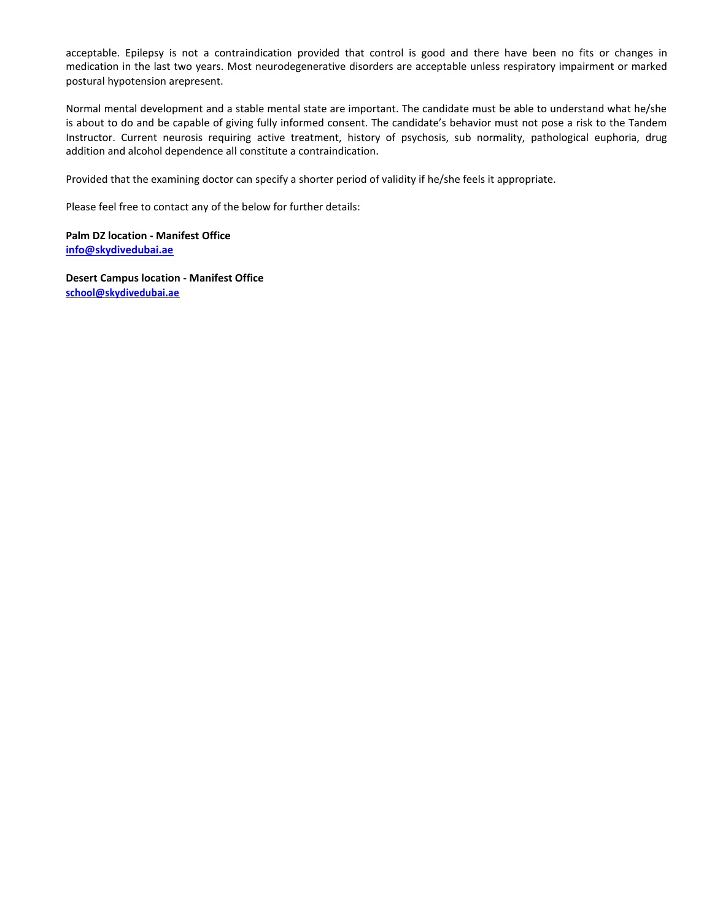acceptable. Epilepsy is not a contraindication provided that control is good and there have been no fits or changes in medication in the last two years. Most neurodegenerative disorders are acceptable unless respiratory impairment or marked postural hypotension arepresent.

Normal mental development and a stable mental state are important. The candidate must be able to understand what he/she is about to do and be capable of giving fully informed consent. The candidate's behavior must not pose a risk to the Tandem Instructor. Current neurosis requiring active treatment, history of psychosis, sub normality, pathological euphoria, drug addition and alcohol dependence all constitute a contraindication.

Provided that the examining doctor can specify a shorter period of validity if he/she feels it appropriate.

Please feel free to contact any of the below for further details:

**Palm DZ location - Manifest Office**
**info@skydivedubai.ae**

**Desert Campus location - Manifest Office**
**school@skydivedubai.ae**